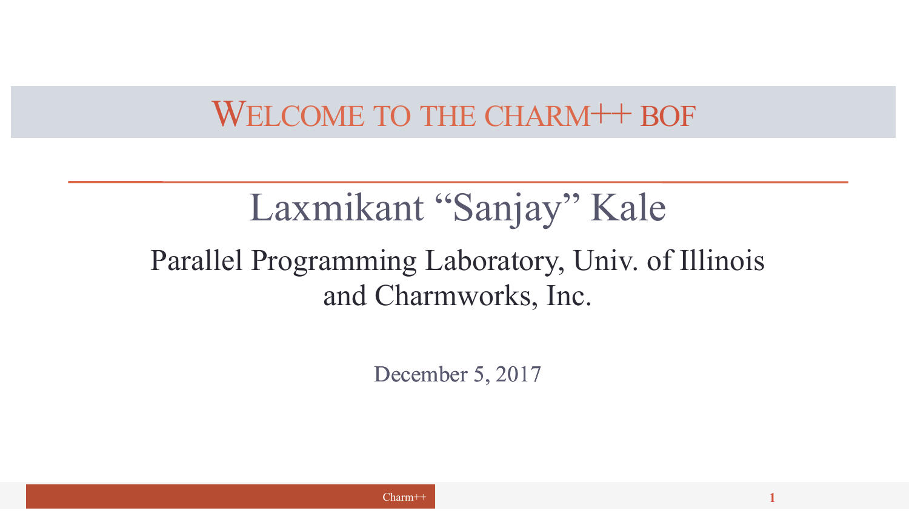# Welcome to the Charm++ BOF

## Laxmikant "Sanjay" Kale

Parallel Programming Laboratory, Univ. of Illinois
and Charmworks, Inc.

December 5, 2017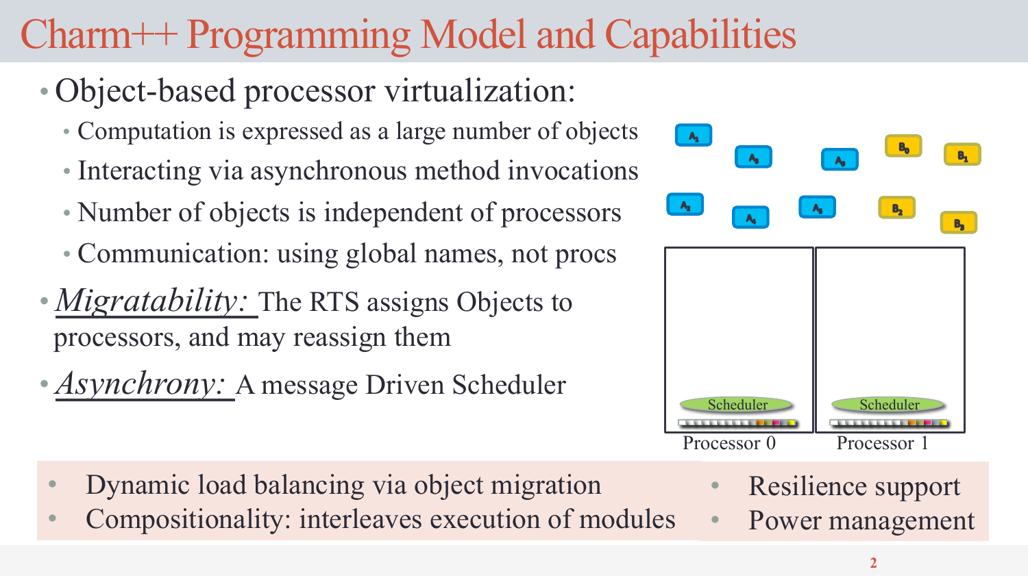# Charm++ Programming Model and Capabilities

- Object-based processor virtualization:
  - Computation is expressed as a large number of objects
  - Interacting via asynchronous method invocations
  - Number of objects is independent of processors
  - Communication: using global names, not procs
- *Migratability:* The RTS assigns Objects to processors, and may reassign them
- *Asynchrony:* A message Driven Scheduler

Scheduler

Scheduler

Processor 0

Processor 1

- Dynamic load balancing via object migration
- Compositionality: interleaves execution of modules
- Resilience support
- Power management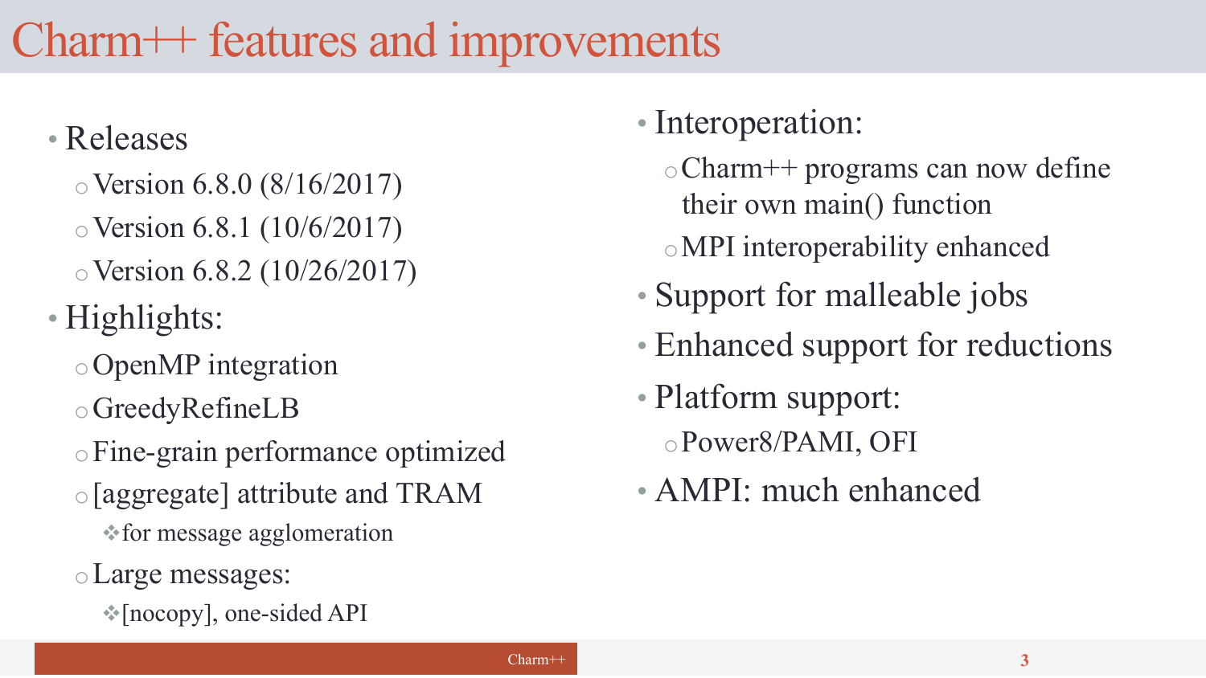# Charm++ features and improvements

- Releases
  - Version 6.8.0 (8/16/2017)
  - Version 6.8.1 (10/6/2017)
  - Version 6.8.2 (10/26/2017)
- Highlights:
  - OpenMP integration
  - GreedyRefineLB
  - Fine-grain performance optimized
  - [aggregate] attribute and TRAM
    - for message agglomeration
  - Large messages:
    - [nocopy], one-sided API
- Interoperation:
  - Charm++ programs can now define their own main() function
  - MPI interoperability enhanced
- Support for malleable jobs
- Enhanced support for reductions
- Platform support:
  - Power8/PAMI, OFI
- AMPI: much enhanced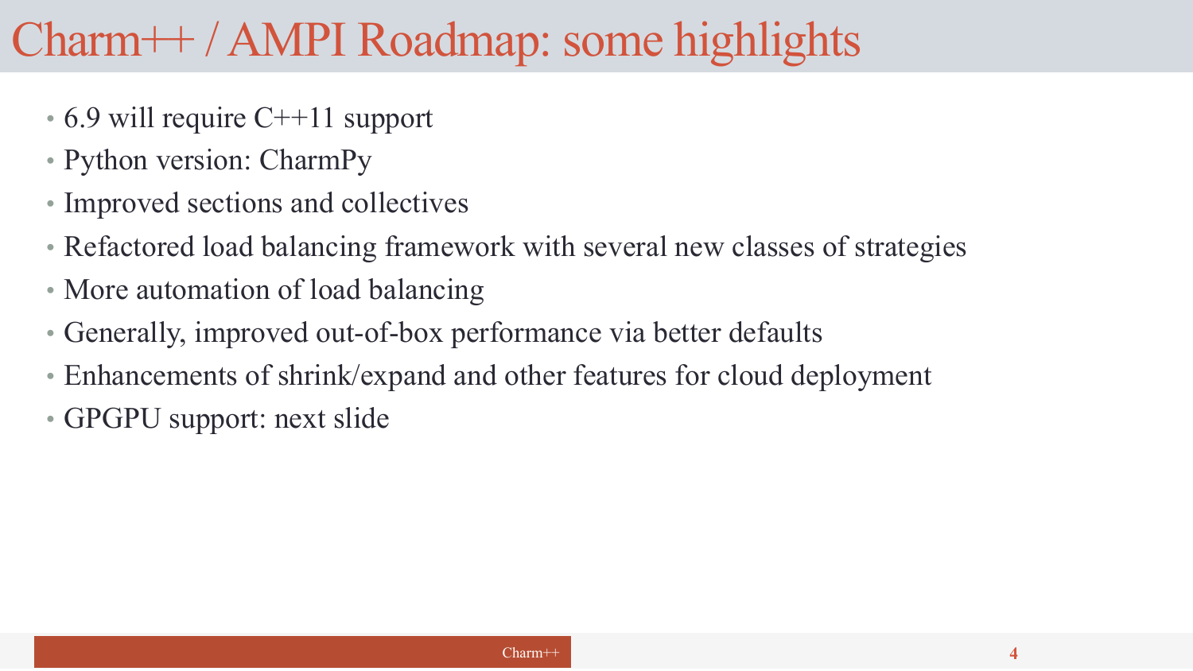# Charm++ / AMPI Roadmap: some highlights

- 6.9 will require C++11 support
- Python version: CharmPy
- Improved sections and collectives
- Refactored load balancing framework with several new classes of strategies
- More automation of load balancing
- Generally, improved out-of-box performance via better defaults
- Enhancements of shrink/expand and other features for cloud deployment
- GPGPU support: next slide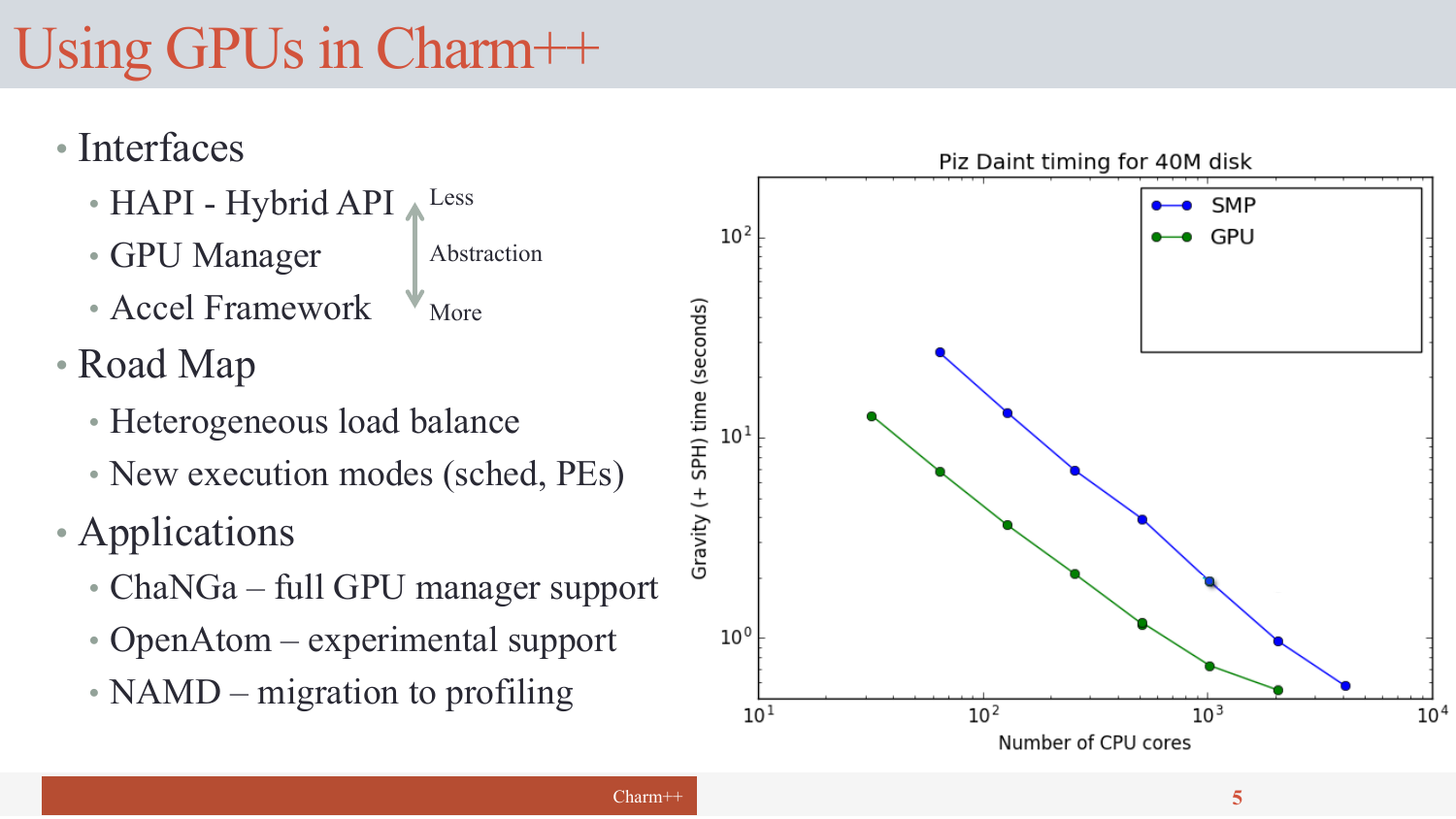# Using GPUs in Charm++

- Interfaces
  - HAPI - Hybrid API
  - GPU Manager
  - Accel Framework

  (Less ↔ More Abstraction)
- Road Map
  - Heterogeneous load balance
  - New execution modes (sched, PEs)
- Applications
  - ChaNGa – full GPU manager support
  - OpenAtom – experimental support
  - NAMD – migration to profiling

Piz Daint timing for 40M disk

Gravity (+ SPH) time (seconds) vs. Number of CPU cores — SMP, GPU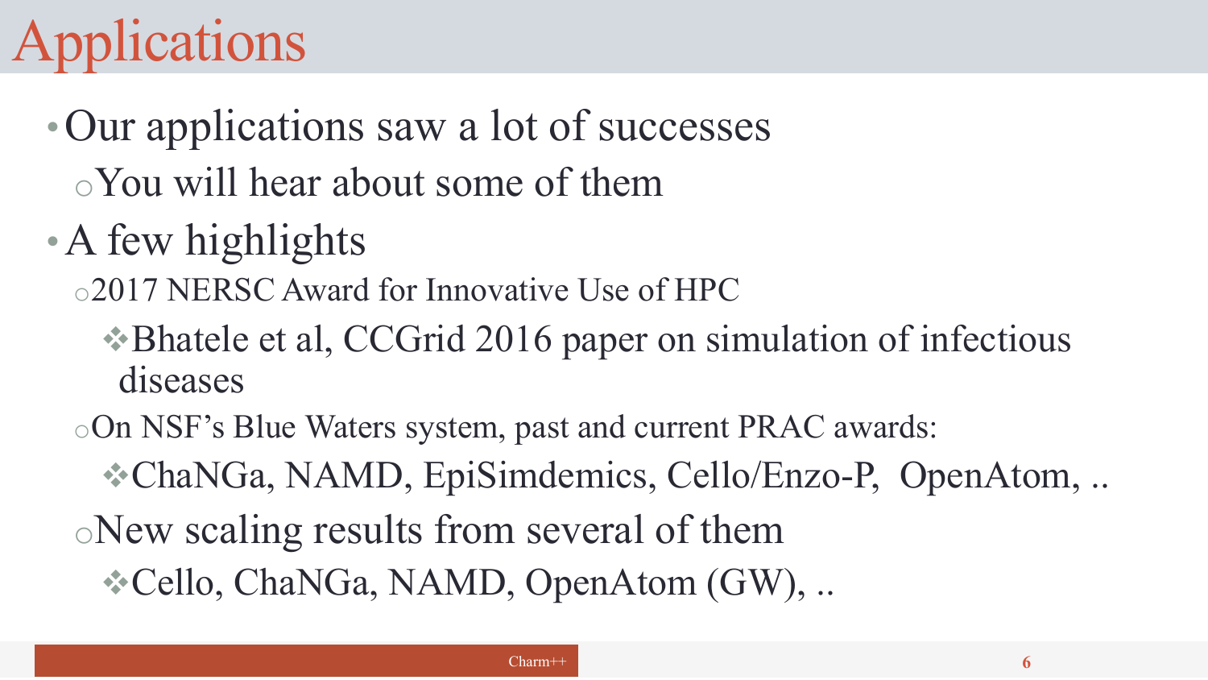# Applications

- Our applications saw a lot of successes
  - You will hear about some of them
- A few highlights
  - 2017 NERSC Award for Innovative Use of HPC
    - Bhatele et al, CCGrid 2016 paper on simulation of infectious diseases
  - On NSF's Blue Waters system, past and current PRAC awards:
    - ChaNGa, NAMD, EpiSimdemics, Cello/Enzo-P, OpenAtom, ..
  - New scaling results from several of them
    - Cello, ChaNGa, NAMD, OpenAtom (GW), ..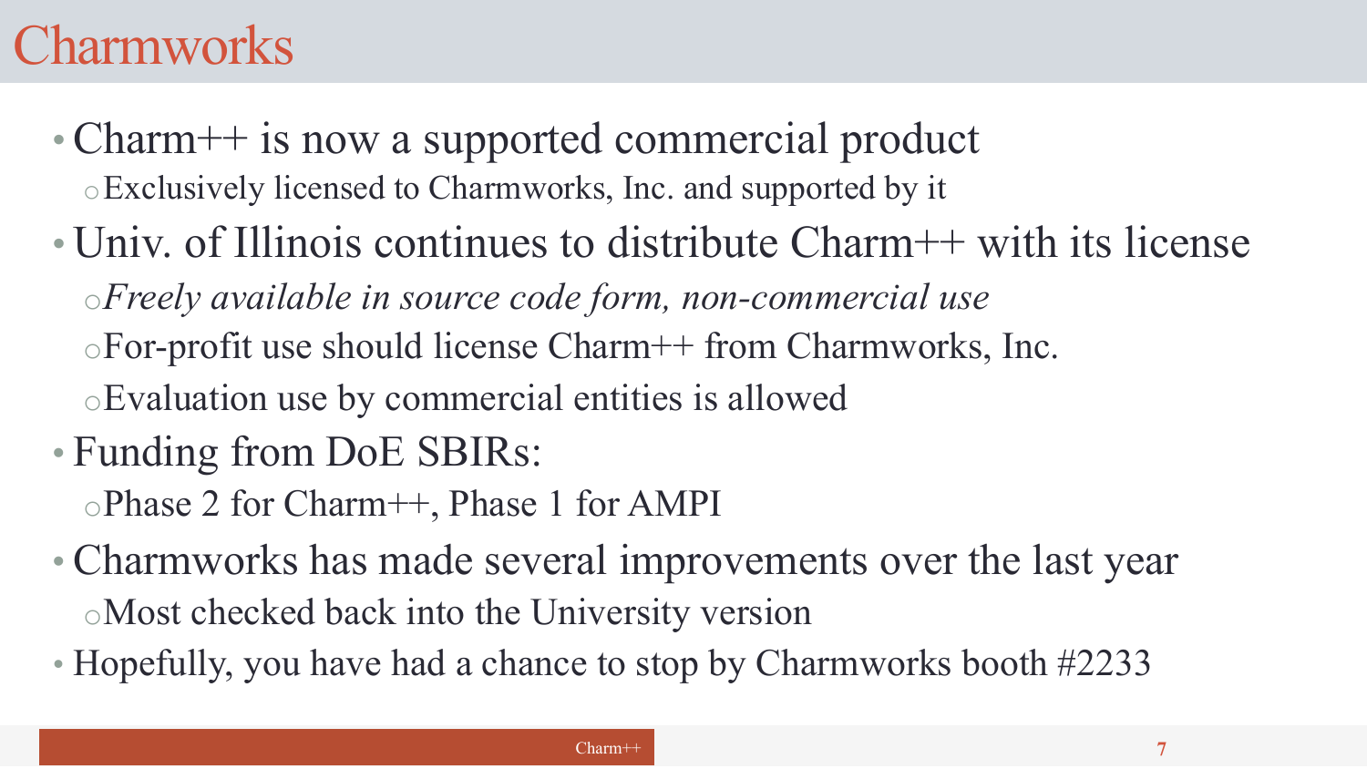# Charmworks

- Charm++ is now a supported commercial product
  - Exclusively licensed to Charmworks, Inc. and supported by it
- Univ. of Illinois continues to distribute Charm++ with its license
  - *Freely available in source code form, non-commercial use*
  - For-profit use should license Charm++ from Charmworks, Inc.
  - Evaluation use by commercial entities is allowed
- Funding from DoE SBIRs:
  - Phase 2 for Charm++, Phase 1 for AMPI
- Charmworks has made several improvements over the last year
  - Most checked back into the University version
- Hopefully, you have had a chance to stop by Charmworks booth #2233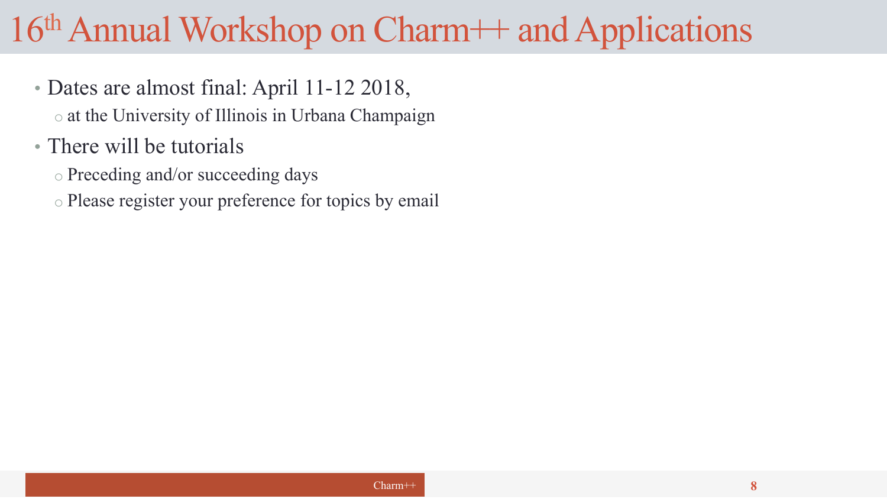# 16th Annual Workshop on Charm++ and Applications

- Dates are almost final: April 11-12 2018,
  - at the University of Illinois in Urbana Champaign
- There will be tutorials
  - Preceding and/or succeeding days
  - Please register your preference for topics by email